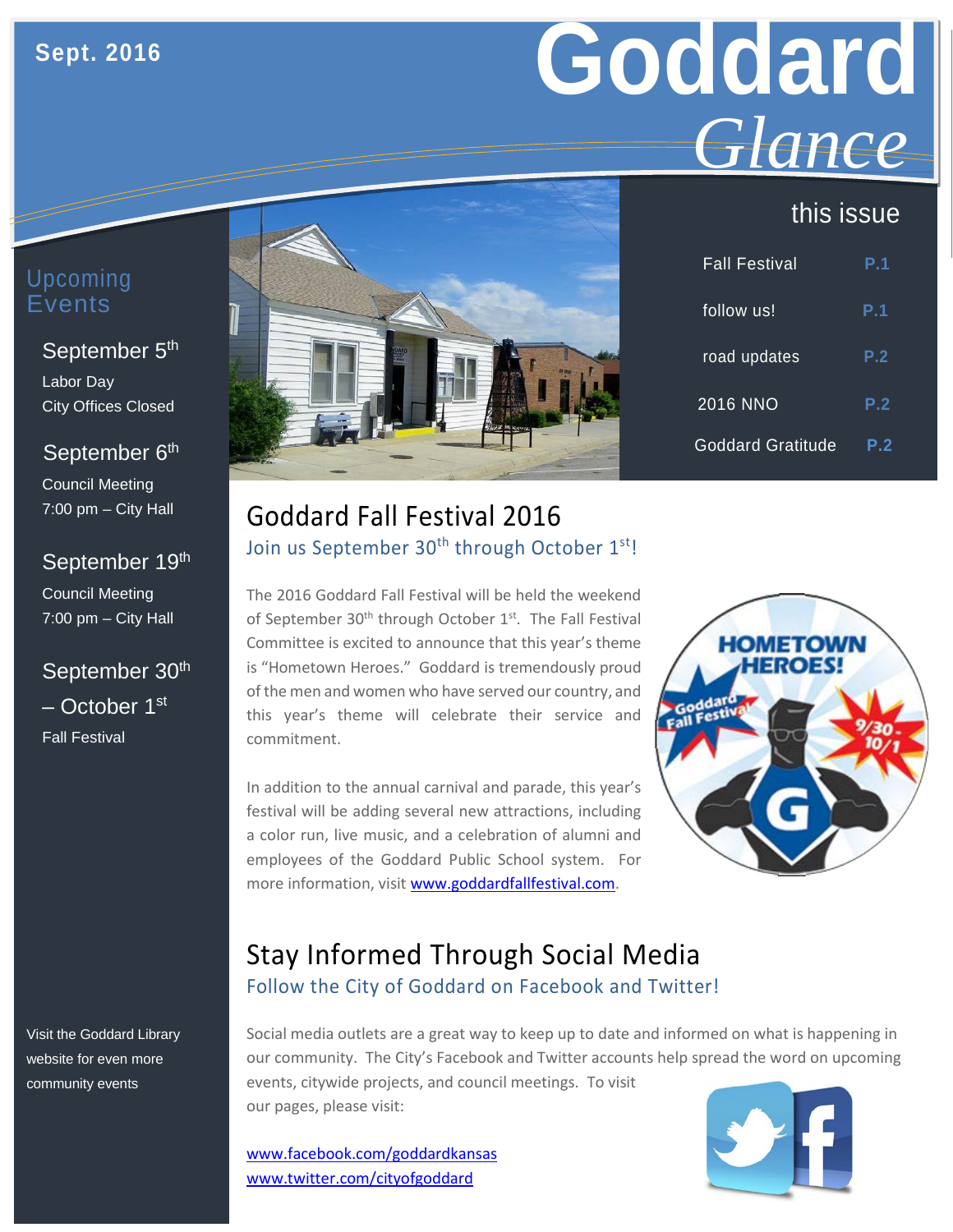Sept. 2016

# Goddard *Glance*

## this issue

| | |
|---|---|
| Fall Festival | P.1 |
| follow us! | P.1 |
| road updates | P.2 |
| 2016 NNO | P.2 |
| Goddard Gratitude | P.2 |

## Upcoming Events

**September 5th**
Labor Day
City Offices Closed

**September 6th**
Council Meeting
7:00 pm – City Hall

**September 19th**
Council Meeting
7:00 pm – City Hall

**September 30th – October 1st**
Fall Festival

Visit the Goddard Library website for even more community events

## Goddard Fall Festival 2016

### Join us September 30th through October 1st!

The 2016 Goddard Fall Festival will be held the weekend of September 30th through October 1st. The Fall Festival Committee is excited to announce that this year's theme is "Hometown Heroes." Goddard is tremendously proud of the men and women who have served our country, and this year's theme will celebrate their service and commitment.

In addition to the annual carnival and parade, this year's festival will be adding several new attractions, including a color run, live music, and a celebration of alumni and employees of the Goddard Public School system. For more information, visit www.goddardfallfestival.com.

## Stay Informed Through Social Media

### Follow the City of Goddard on Facebook and Twitter!

Social media outlets are a great way to keep up to date and informed on what is happening in our community. The City's Facebook and Twitter accounts help spread the word on upcoming events, citywide projects, and council meetings. To visit our pages, please visit:

www.facebook.com/goddardkansas
www.twitter.com/cityofgoddard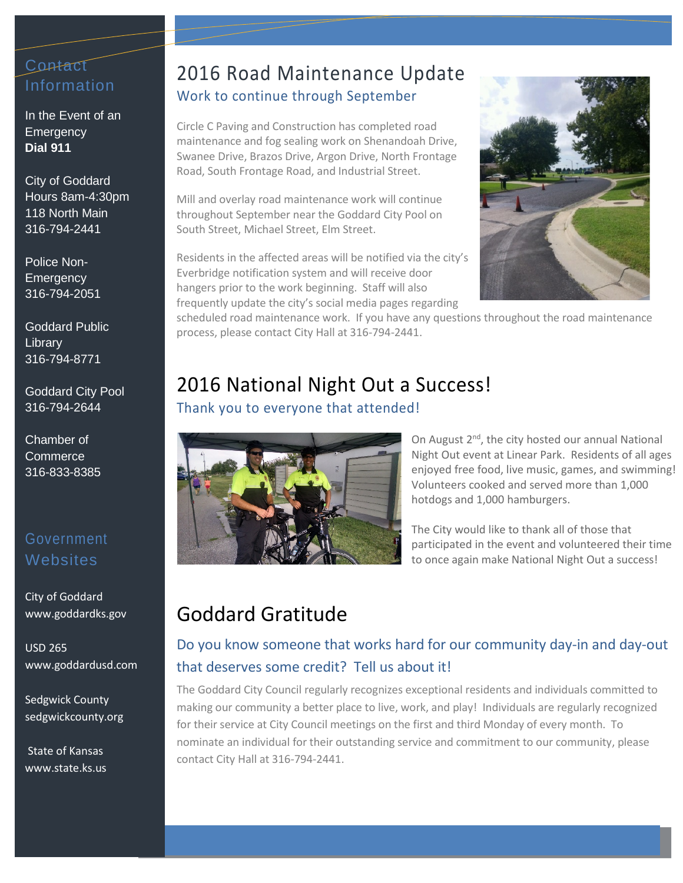## Contact Information

In the Event of an Emergency
**Dial 911**

City of Goddard
Hours 8am-4:30pm
118 North Main
316-794-2441

Police Non-Emergency
316-794-2051

Goddard Public Library
316-794-8771

Goddard City Pool
316-794-2644

Chamber of Commerce
316-833-8385

## Government Websites

City of Goddard
www.goddardks.gov

USD 265
www.goddardusd.com

Sedgwick County
sedgwickcounty.org

State of Kansas
www.state.ks.us

# 2016 Road Maintenance Update

### Work to continue through September

Circle C Paving and Construction has completed road maintenance and fog sealing work on Shenandoah Drive, Swanee Drive, Brazos Drive, Argon Drive, North Frontage Road, South Frontage Road, and Industrial Street.

Mill and overlay road maintenance work will continue throughout September near the Goddard City Pool on South Street, Michael Street, Elm Street.

Residents in the affected areas will be notified via the city's Everbridge notification system and will receive door hangers prior to the work beginning. Staff will also frequently update the city's social media pages regarding scheduled road maintenance work. If you have any questions throughout the road maintenance process, please contact City Hall at 316-794-2441.

# 2016 National Night Out a Success!

### Thank you to everyone that attended!

On August 2nd, the city hosted our annual National Night Out event at Linear Park. Residents of all ages enjoyed free food, live music, games, and swimming! Volunteers cooked and served more than 1,000 hotdogs and 1,000 hamburgers.

The City would like to thank all of those that participated in the event and volunteered their time to once again make National Night Out a success!

# Goddard Gratitude

### Do you know someone that works hard for our community day-in and day-out that deserves some credit? Tell us about it!

The Goddard City Council regularly recognizes exceptional residents and individuals committed to making our community a better place to live, work, and play! Individuals are regularly recognized for their service at City Council meetings on the first and third Monday of every month. To nominate an individual for their outstanding service and commitment to our community, please contact City Hall at 316-794-2441.